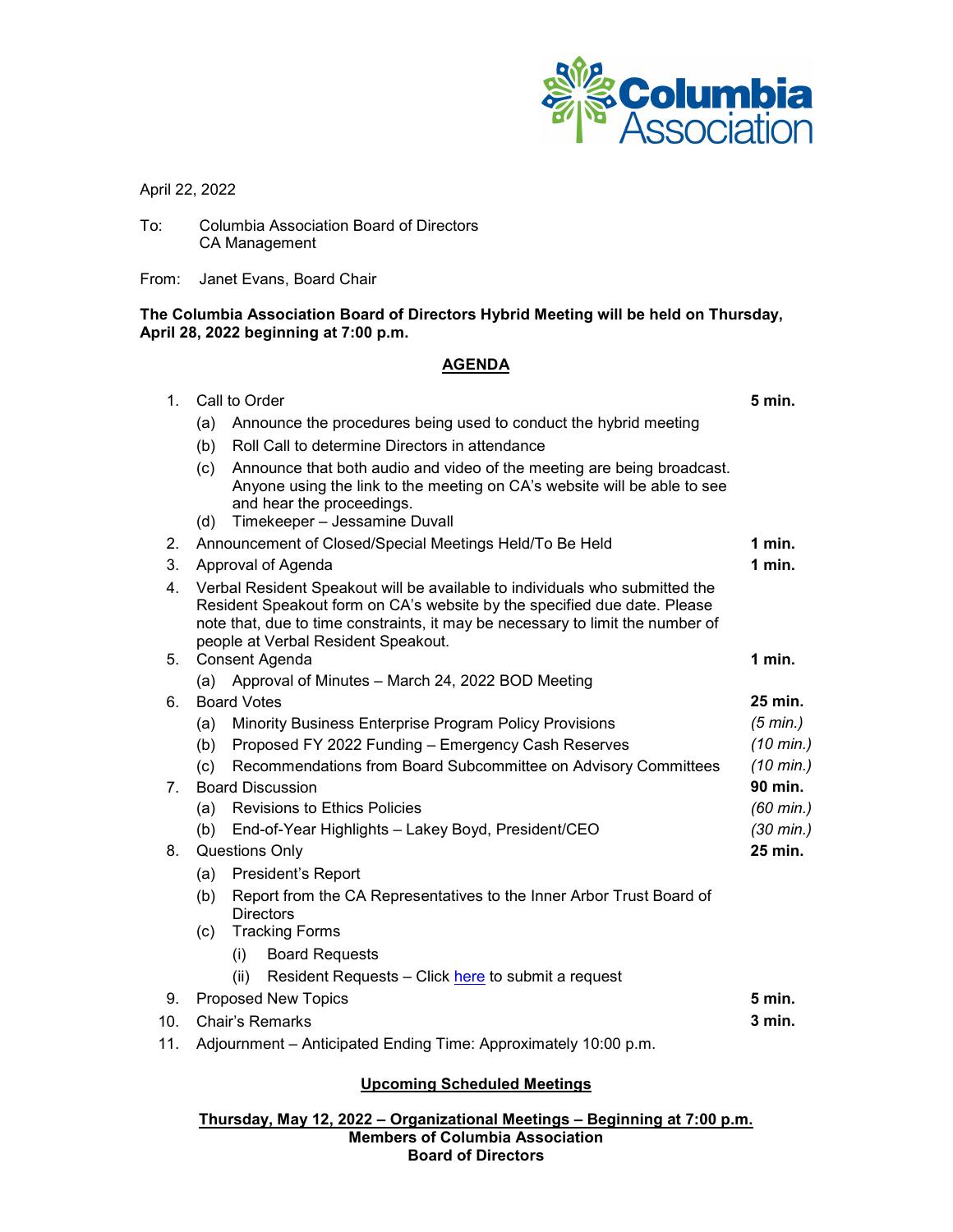April 22, 2022

To: Columbia Association Board of Directors
CA Management

From: Janet Evans, Board Chair

**The Columbia Association Board of Directors Hybrid Meeting will be held on Thursday, April 28, 2022 beginning at 7:00 p.m.**

## AGENDA

1. Call to Order — **5 min.**
   - (a) Announce the procedures being used to conduct the hybrid meeting
   - (b) Roll Call to determine Directors in attendance
   - (c) Announce that both audio and video of the meeting are being broadcast. Anyone using the link to the meeting on CA's website will be able to see and hear the proceedings.
   - (d) Timekeeper – Jessamine Duvall
2. Announcement of Closed/Special Meetings Held/To Be Held — **1 min.**
3. Approval of Agenda — **1 min.**
4. Verbal Resident Speakout will be available to individuals who submitted the Resident Speakout form on CA's website by the specified due date. Please note that, due to time constraints, it may be necessary to limit the number of people at Verbal Resident Speakout.
5. Consent Agenda — **1 min.**
   - (a) Approval of Minutes – March 24, 2022 BOD Meeting
6. Board Votes — **25 min.**
   - (a) Minority Business Enterprise Program Policy Provisions — *(5 min.)*
   - (b) Proposed FY 2022 Funding – Emergency Cash Reserves — *(10 min.)*
   - (c) Recommendations from Board Subcommittee on Advisory Committees — *(10 min.)*
7. Board Discussion — **90 min.**
   - (a) Revisions to Ethics Policies — *(60 min.)*
   - (b) End-of-Year Highlights – Lakey Boyd, President/CEO — *(30 min.)*
8. Questions Only — **25 min.**
   - (a) President's Report
   - (b) Report from the CA Representatives to the Inner Arbor Trust Board of Directors
   - (c) Tracking Forms
     - (i) Board Requests
     - (ii) Resident Requests – Click here to submit a request
9. Proposed New Topics — **5 min.**
10. Chair's Remarks — **3 min.**
11. Adjournment – Anticipated Ending Time: Approximately 10:00 p.m.

**Upcoming Scheduled Meetings**

**Thursday, May 12, 2022 – Organizational Meetings – Beginning at 7:00 p.m.**
**Members of Columbia Association**
**Board of Directors**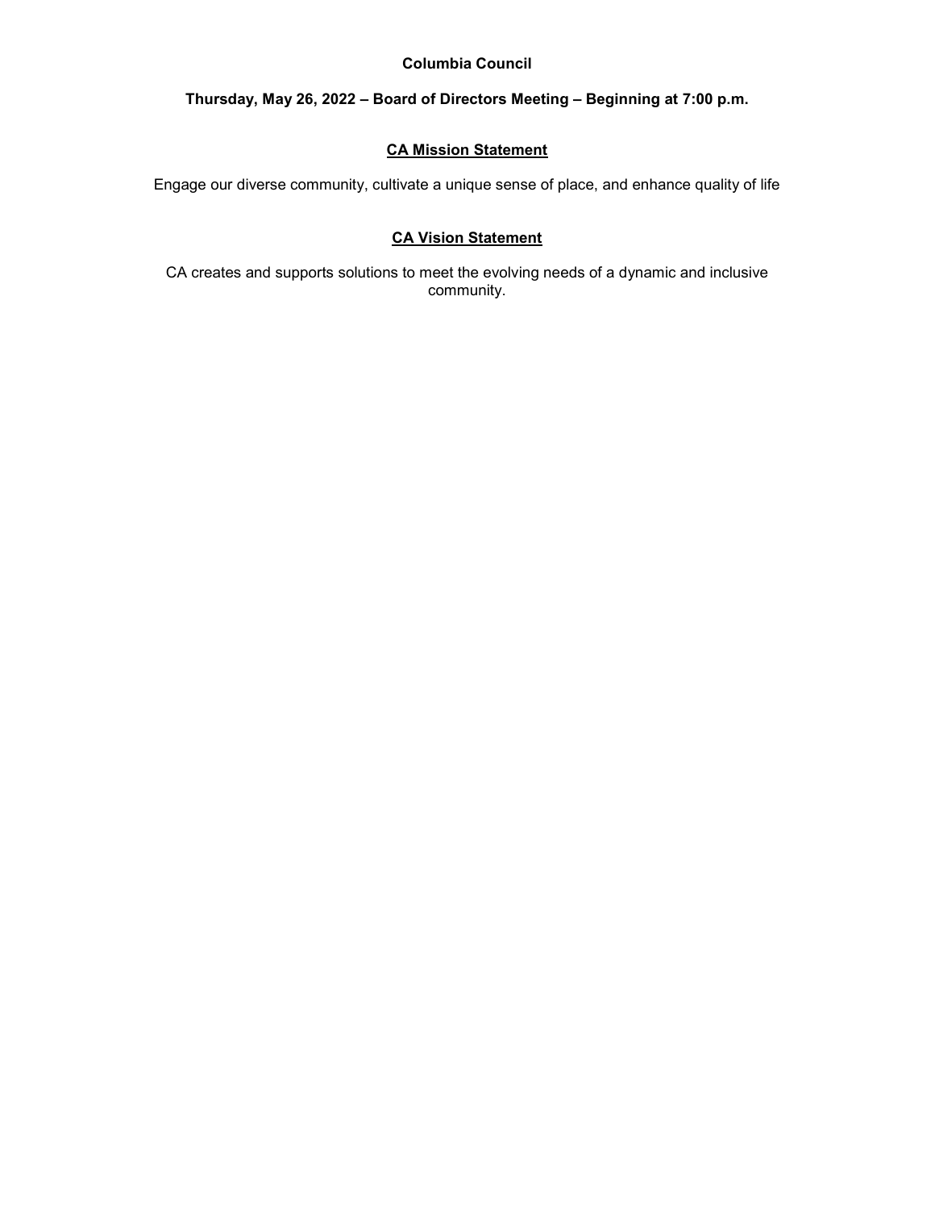**Columbia Council**

**Thursday, May 26, 2022 – Board of Directors Meeting – Beginning at 7:00 p.m.**

## CA Mission Statement

Engage our diverse community, cultivate a unique sense of place, and enhance quality of life

## CA Vision Statement

CA creates and supports solutions to meet the evolving needs of a dynamic and inclusive community.